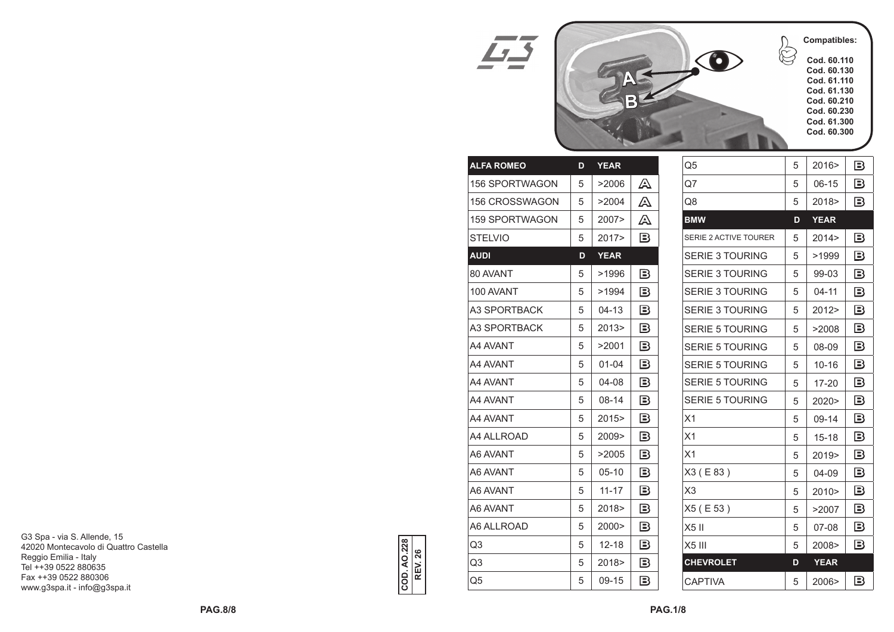G3 Spa - via S. Allende, 15
42020 Montecavolo di Quattro Castella
Reggio Emilia - Italy
Tel ++39 0522 880635
Fax ++39 0522 880306
www.g3spa.it - info@g3spa.it

COD. AO.228
REV. 26

**Compatibles:**

- Cod. 60.110
- Cod. 60.130
- Cod. 61.110
- Cod. 61.130
- Cod. 60.210
- Cod. 60.230
- Cod. 61.300
- Cod. 60.300

| ALFA ROMEO | D | YEAR | |
|---|---|---|---|
| 156 SPORTWAGON | 5 | >2006 | A |
| 156 CROSSWAGON | 5 | >2004 | A |
| 159 SPORTWAGON | 5 | 2007> | A |
| STELVIO | 5 | 2017> | B |
| **AUDI** | **D** | **YEAR** | |
| 80 AVANT | 5 | >1996 | B |
| 100 AVANT | 5 | >1994 | B |
| A3 SPORTBACK | 5 | 04-13 | B |
| A3 SPORTBACK | 5 | 2013> | B |
| A4 AVANT | 5 | >2001 | B |
| A4 AVANT | 5 | 01-04 | B |
| A4 AVANT | 5 | 04-08 | B |
| A4 AVANT | 5 | 08-14 | B |
| A4 AVANT | 5 | 2015> | B |
| A4 ALLROAD | 5 | 2009> | B |
| A6 AVANT | 5 | >2005 | B |
| A6 AVANT | 5 | 05-10 | B |
| A6 AVANT | 5 | 11-17 | B |
| A6 AVANT | 5 | 2018> | B |
| A6 ALLROAD | 5 | 2000> | B |
| Q3 | 5 | 12-18 | B |
| Q3 | 5 | 2018> | B |
| Q5 | 5 | 09-15 | B |
| Q5 | 5 | 2016> | B |
| Q7 | 5 | 06-15 | B |
| Q8 | 5 | 2018> | B |
| **BMW** | **D** | **YEAR** | |
| SERIE 2 ACTIVE TOURER | 5 | 2014> | B |
| SERIE 3 TOURING | 5 | >1999 | B |
| SERIE 3 TOURING | 5 | 99-03 | B |
| SERIE 3 TOURING | 5 | 04-11 | B |
| SERIE 3 TOURING | 5 | 2012> | B |
| SERIE 5 TOURING | 5 | >2008 | B |
| SERIE 5 TOURING | 5 | 08-09 | B |
| SERIE 5 TOURING | 5 | 10-16 | B |
| SERIE 5 TOURING | 5 | 17-20 | B |
| SERIE 5 TOURING | 5 | 2020> | B |
| X1 | 5 | 09-14 | B |
| X1 | 5 | 15-18 | B |
| X1 | 5 | 2019> | B |
| X3 ( E 83 ) | 5 | 04-09 | B |
| X3 | 5 | 2010> | B |
| X5 ( E 53 ) | 5 | >2007 | B |
| X5 II | 5 | 07-08 | B |
| X5 III | 5 | 2008> | B |
| **CHEVROLET** | **D** | **YEAR** | |
| CAPTIVA | 5 | 2006> | B |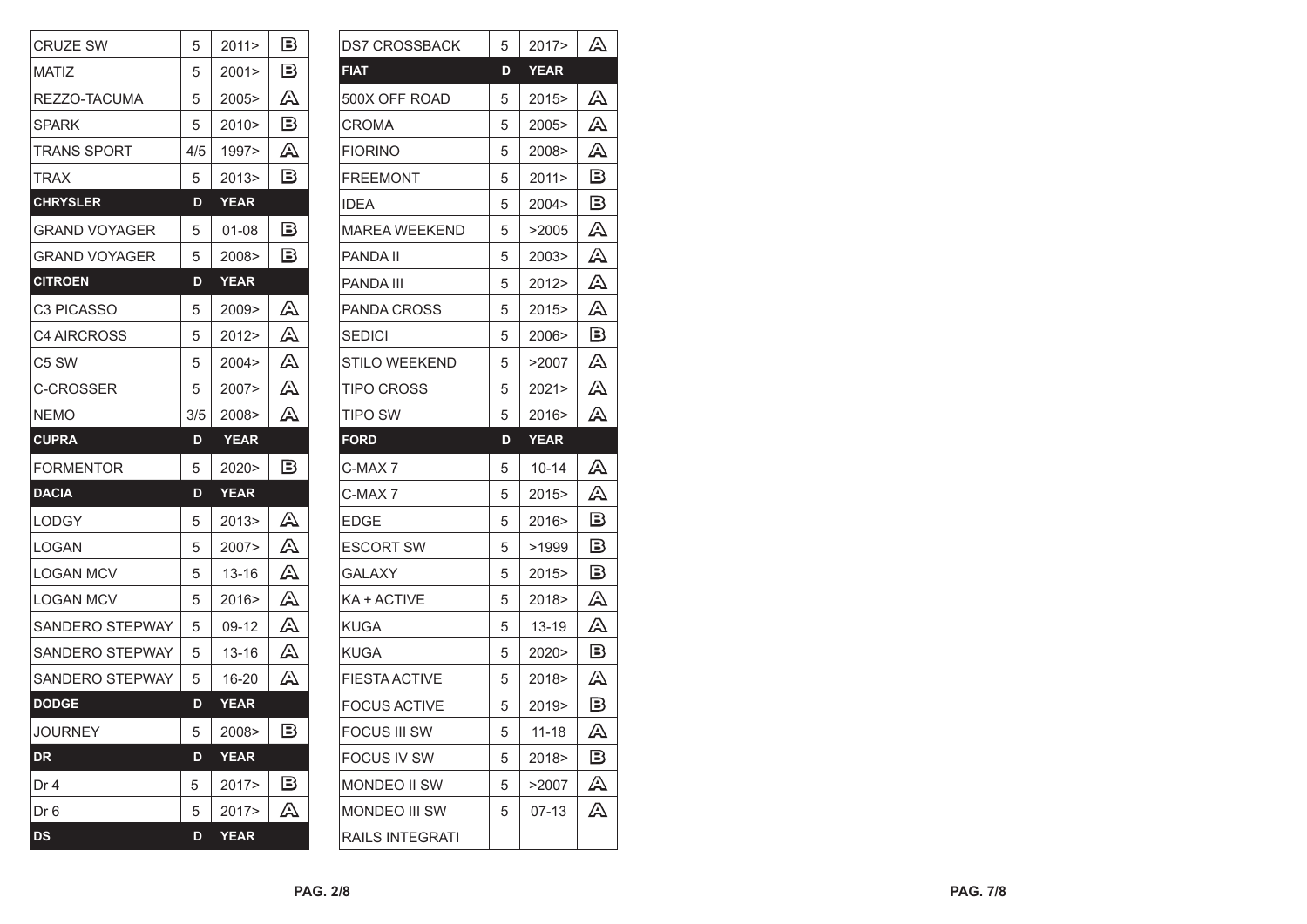| | | | |
|---|---|---|---|
| CRUZE SW | 5 | 2011> | B |
| MATIZ | 5 | 2001> | B |
| REZZO-TACUMA | 5 | 2005> | A |
| SPARK | 5 | 2010> | B |
| TRANS SPORT | 4/5 | 1997> | A |
| TRAX | 5 | 2013> | B |
| **CHRYSLER** | **D** | **YEAR** | |
| GRAND VOYAGER | 5 | 01-08 | B |
| GRAND VOYAGER | 5 | 2008> | B |
| **CITROEN** | **D** | **YEAR** | |
| C3 PICASSO | 5 | 2009> | A |
| C4 AIRCROSS | 5 | 2012> | A |
| C5 SW | 5 | 2004> | A |
| C-CROSSER | 5 | 2007> | A |
| NEMO | 3/5 | 2008> | A |
| **CUPRA** | **D** | **YEAR** | |
| FORMENTOR | 5 | 2020> | B |
| **DACIA** | **D** | **YEAR** | |
| LODGY | 5 | 2013> | A |
| LOGAN | 5 | 2007> | A |
| LOGAN MCV | 5 | 13-16 | A |
| LOGAN MCV | 5 | 2016> | A |
| SANDERO STEPWAY | 5 | 09-12 | A |
| SANDERO STEPWAY | 5 | 13-16 | A |
| SANDERO STEPWAY | 5 | 16-20 | A |
| **DODGE** | **D** | **YEAR** | |
| JOURNEY | 5 | 2008> | B |
| **DR** | **D** | **YEAR** | |
| Dr 4 | 5 | 2017> | B |
| Dr 6 | 5 | 2017> | A |
| **DS** | **D** | **YEAR** | |
| DS7 CROSSBACK | 5 | 2017> | A |
| **FIAT** | **D** | **YEAR** | |
| 500X OFF ROAD | 5 | 2015> | A |
| CROMA | 5 | 2005> | A |
| FIORINO | 5 | 2008> | A |
| FREEMONT | 5 | 2011> | B |
| IDEA | 5 | 2004> | B |
| MAREA WEEKEND | 5 | >2005 | A |
| PANDA II | 5 | 2003> | A |
| PANDA III | 5 | 2012> | A |
| PANDA CROSS | 5 | 2015> | A |
| SEDICI | 5 | 2006> | B |
| STILO WEEKEND | 5 | >2007 | A |
| TIPO CROSS | 5 | 2021> | A |
| TIPO SW | 5 | 2016> | A |
| **FORD** | **D** | **YEAR** | |
| C-MAX 7 | 5 | 10-14 | A |
| C-MAX 7 | 5 | 2015> | A |
| EDGE | 5 | 2016> | B |
| ESCORT SW | 5 | >1999 | B |
| GALAXY | 5 | 2015> | B |
| KA + ACTIVE | 5 | 2018> | A |
| KUGA | 5 | 13-19 | A |
| KUGA | 5 | 2020> | B |
| FIESTA ACTIVE | 5 | 2018> | A |
| FOCUS ACTIVE | 5 | 2019> | B |
| FOCUS III SW | 5 | 11-18 | A |
| FOCUS IV SW | 5 | 2018> | B |
| MONDEO II SW | 5 | >2007 | A |
| MONDEO III SW RAILS INTEGRATI | 5 | 07-13 | A |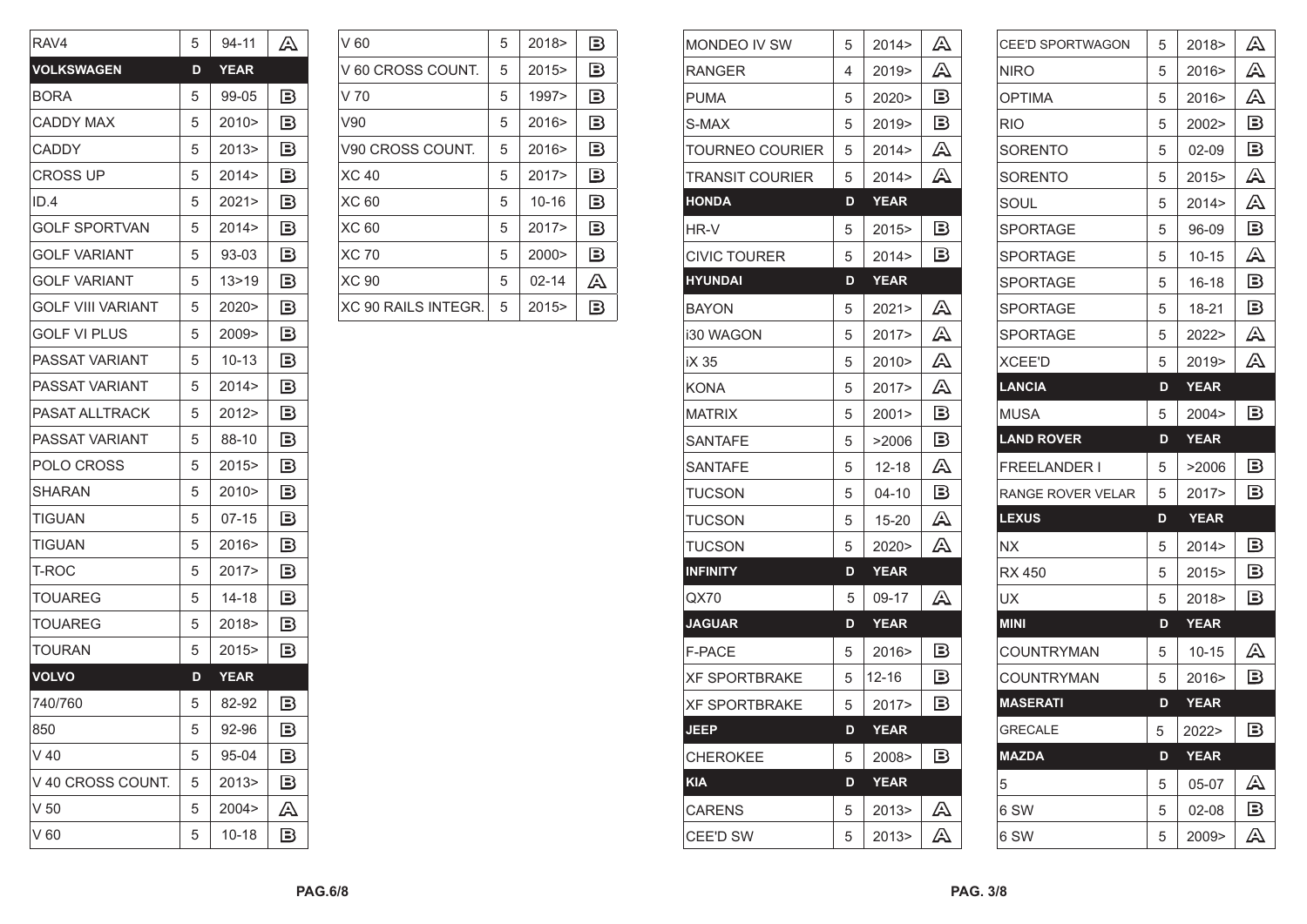| RAV4 | 5 | 94-11 | A |
|---|---|---|---|
| **VOLKSWAGEN** | **D** | **YEAR** | |
| BORA | 5 | 99-05 | B |
| CADDY MAX | 5 | 2010> | B |
| CADDY | 5 | 2013> | B |
| CROSS UP | 5 | 2014> | B |
| ID.4 | 5 | 2021> | B |
| GOLF SPORTVAN | 5 | 2014> | B |
| GOLF VARIANT | 5 | 93-03 | B |
| GOLF VARIANT | 5 | 13>19 | B |
| GOLF VIII VARIANT | 5 | 2020> | B |
| GOLF VI PLUS | 5 | 2009> | B |
| PASSAT VARIANT | 5 | 10-13 | B |
| PASSAT VARIANT | 5 | 2014> | B |
| PASAT ALLTRACK | 5 | 2012> | B |
| PASSAT VARIANT | 5 | 88-10 | B |
| POLO CROSS | 5 | 2015> | B |
| SHARAN | 5 | 2010> | B |
| TIGUAN | 5 | 07-15 | B |
| TIGUAN | 5 | 2016> | B |
| T-ROC | 5 | 2017> | B |
| TOUAREG | 5 | 14-18 | B |
| TOUAREG | 5 | 2018> | B |
| TOURAN | 5 | 2015> | B |
| **VOLVO** | **D** | **YEAR** | |
| 740/760 | 5 | 82-92 | B |
| 850 | 5 | 92-96 | B |
| V 40 | 5 | 95-04 | B |
| V 40 CROSS COUNT. | 5 | 2013> | B |
| V 50 | 5 | 2004> | A |
| V 60 | 5 | 10-18 | B |
| V 60 | 5 | 2018> | B |
| V 60 CROSS COUNT. | 5 | 2015> | B |
| V 70 | 5 | 1997> | B |
| V90 | 5 | 2016> | B |
| V90 CROSS COUNT. | 5 | 2016> | B |
| XC 40 | 5 | 2017> | B |
| XC 60 | 5 | 10-16 | B |
| XC 60 | 5 | 2017> | B |
| XC 70 | 5 | 2000> | B |
| XC 90 | 5 | 02-14 | A |
| XC 90 RAILS INTEGR. | 5 | 2015> | B |

| MONDEO IV SW | 5 | 2014> | A |
|---|---|---|---|
| RANGER | 4 | 2019> | A |
| PUMA | 5 | 2020> | B |
| S-MAX | 5 | 2019> | B |
| TOURNEO COURIER | 5 | 2014> | A |
| TRANSIT COURIER | 5 | 2014> | A |
| **HONDA** | **D** | **YEAR** | |
| HR-V | 5 | 2015> | B |
| CIVIC TOURER | 5 | 2014> | B |
| **HYUNDAI** | **D** | **YEAR** | |
| BAYON | 5 | 2021> | A |
| i30 WAGON | 5 | 2017> | A |
| iX 35 | 5 | 2010> | A |
| KONA | 5 | 2017> | A |
| MATRIX | 5 | 2001> | B |
| SANTAFE | 5 | >2006 | B |
| SANTAFE | 5 | 12-18 | A |
| TUCSON | 5 | 04-10 | B |
| TUCSON | 5 | 15-20 | A |
| TUCSON | 5 | 2020> | A |
| **INFINITY** | **D** | **YEAR** | |
| QX70 | 5 | 09-17 | A |
| **JAGUAR** | **D** | **YEAR** | |
| F-PACE | 5 | 2016> | B |
| XF SPORTBRAKE | 5 | 12-16 | B |
| XF SPORTBRAKE | 5 | 2017> | B |
| **JEEP** | **D** | **YEAR** | |
| CHEROKEE | 5 | 2008> | B |
| **KIA** | **D** | **YEAR** | |
| CARENS | 5 | 2013> | A |
| CEE'D SW | 5 | 2013> | A |
| CEE'D SPORTWAGON | 5 | 2018> | A |
| NIRO | 5 | 2016> | A |
| OPTIMA | 5 | 2016> | A |
| RIO | 5 | 2002> | B |
| SORENTO | 5 | 02-09 | B |
| SORENTO | 5 | 2015> | A |
| SOUL | 5 | 2014> | A |
| SPORTAGE | 5 | 96-09 | B |
| SPORTAGE | 5 | 10-15 | A |
| SPORTAGE | 5 | 16-18 | B |
| SPORTAGE | 5 | 18-21 | B |
| SPORTAGE | 5 | 2022> | A |
| XCEE'D | 5 | 2019> | A |
| **LANCIA** | **D** | **YEAR** | |
| MUSA | 5 | 2004> | B |
| **LAND ROVER** | **D** | **YEAR** | |
| FREELANDER I | 5 | >2006 | B |
| RANGE ROVER VELAR | 5 | 2017> | B |
| **LEXUS** | **D** | **YEAR** | |
| NX | 5 | 2014> | B |
| RX 450 | 5 | 2015> | B |
| UX | 5 | 2018> | B |
| **MINI** | **D** | **YEAR** | |
| COUNTRYMAN | 5 | 10-15 | A |
| COUNTRYMAN | 5 | 2016> | B |
| **MASERATI** | **D** | **YEAR** | |
| GRECALE | 5 | 2022> | B |
| **MAZDA** | **D** | **YEAR** | |
| 5 | 5 | 05-07 | A |
| 6 SW | 5 | 02-08 | B |
| 6 SW | 5 | 2009> | A |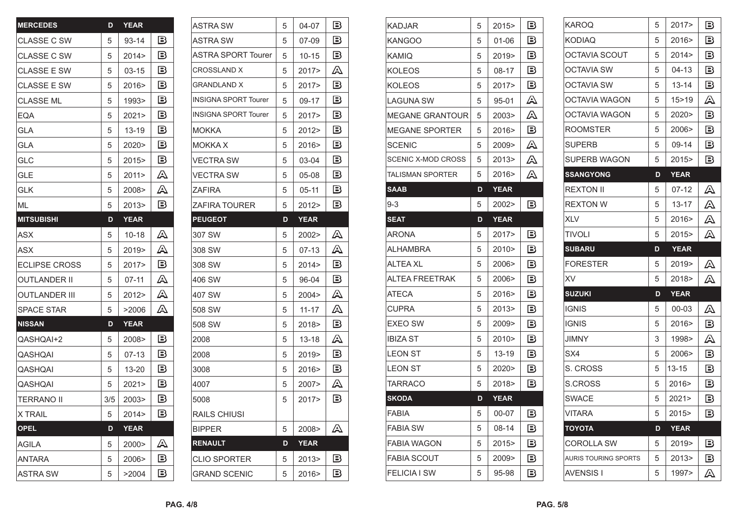| MERCEDES | D | YEAR | |
|---|---|---|---|
| CLASSE C SW | 5 | 93-14 | B |
| CLASSE C SW | 5 | 2014> | B |
| CLASSE E SW | 5 | 03-15 | B |
| CLASSE E SW | 5 | 2016> | B |
| CLASSE ML | 5 | 1993> | B |
| EQA | 5 | 2021> | B |
| GLA | 5 | 13-19 | B |
| GLA | 5 | 2020> | B |
| GLC | 5 | 2015> | B |
| GLE | 5 | 2011> | A |
| GLK | 5 | 2008> | A |
| ML | 5 | 2013> | B |
| **MITSUBISHI** | **D** | **YEAR** | |
| ASX | 5 | 10-18 | A |
| ASX | 5 | 2019> | A |
| ECLIPSE CROSS | 5 | 2017> | B |
| OUTLANDER II | 5 | 07-11 | A |
| OUTLANDER III | 5 | 2012> | A |
| SPACE STAR | 5 | >2006 | A |
| **NISSAN** | **D** | **YEAR** | |
| QASHQAI+2 | 5 | 2008> | B |
| QASHQAI | 5 | 07-13 | B |
| QASHQAI | 5 | 13-20 | B |
| QASHQAI | 5 | 2021> | B |
| TERRANO II | 3/5 | 2003> | B |
| X TRAIL | 5 | 2014> | B |
| **OPEL** | **D** | **YEAR** | |
| AGILA | 5 | 2000> | A |
| ANTARA | 5 | 2006> | B |
| ASTRA SW | 5 | >2004 | B |
| ASTRA SW | 5 | 04-07 | B |
| ASTRA SW | 5 | 07-09 | B |
| ASTRA SPORT Tourer | 5 | 10-15 | B |
| CROSSLAND X | 5 | 2017> | A |
| GRANDLAND X | 5 | 2017> | B |
| INSIGNA SPORT Tourer | 5 | 09-17 | B |
| INSIGNA SPORT Tourer | 5 | 2017> | B |
| MOKKA | 5 | 2012> | B |
| MOKKA X | 5 | 2016> | B |
| VECTRA SW | 5 | 03-04 | B |
| VECTRA SW | 5 | 05-08 | B |
| ZAFIRA | 5 | 05-11 | B |
| ZAFIRA TOURER | 5 | 2012> | B |
| **PEUGEOT** | **D** | **YEAR** | |
| 307 SW | 5 | 2002> | A |
| 308 SW | 5 | 07-13 | A |
| 308 SW | 5 | 2014> | B |
| 406 SW | 5 | 96-04 | B |
| 407 SW | 5 | 2004> | A |
| 508 SW | 5 | 11-17 | A |
| 508 SW | 5 | 2018> | B |
| 2008 | 5 | 13-18 | A |
| 2008 | 5 | 2019> | B |
| 3008 | 5 | 2016> | B |
| 4007 | 5 | 2007> | A |
| 5008 RAILS CHIUSI | 5 | 2017> | B |
| BIPPER | 5 | 2008> | A |
| **RENAULT** | **D** | **YEAR** | |
| CLIO SPORTER | 5 | 2013> | B |
| GRAND SCENIC | 5 | 2016> | B |
| KADJAR | 5 | 2015> | B |
| KANGOO | 5 | 01-06 | B |
| KAMIQ | 5 | 2019> | B |
| KOLEOS | 5 | 08-17 | B |
| KOLEOS | 5 | 2017> | B |
| LAGUNA SW | 5 | 95-01 | A |
| MEGANE GRANTOUR | 5 | 2003> | A |
| MEGANE SPORTER | 5 | 2016> | B |
| SCENIC | 5 | 2009> | A |
| SCENIC X-MOD CROSS | 5 | 2013> | A |
| TALISMAN SPORTER | 5 | 2016> | A |
| **SAAB** | **D** | **YEAR** | |
| 9-3 | 5 | 2002> | B |
| **SEAT** | **D** | **YEAR** | |
| ARONA | 5 | 2017> | B |
| ALHAMBRA | 5 | 2010> | B |
| ALTEA XL | 5 | 2006> | B |
| ALTEA FREETRAK | 5 | 2006> | B |
| ATECA | 5 | 2016> | B |
| CUPRA | 5 | 2013> | B |
| EXEO SW | 5 | 2009> | B |
| IBIZA ST | 5 | 2010> | B |
| LEON ST | 5 | 13-19 | B |
| LEON ST | 5 | 2020> | B |
| TARRACO | 5 | 2018> | B |
| **SKODA** | **D** | **YEAR** | |
| FABIA | 5 | 00-07 | B |
| FABIA SW | 5 | 08-14 | B |
| FABIA WAGON | 5 | 2015> | B |
| FABIA SCOUT | 5 | 2009> | B |
| FELICIA I SW | 5 | 95-98 | B |
| KAROQ | 5 | 2017> | B |
| KODIAQ | 5 | 2016> | B |
| OCTAVIA SCOUT | 5 | 2014> | B |
| OCTAVIA SW | 5 | 04-13 | B |
| OCTAVIA SW | 5 | 13-14 | B |
| OCTAVIA WAGON | 5 | 15>19 | A |
| OCTAVIA WAGON | 5 | 2020> | B |
| ROOMSTER | 5 | 2006> | B |
| SUPERB | 5 | 09-14 | B |
| SUPERB WAGON | 5 | 2015> | B |
| **SSANGYONG** | **D** | **YEAR** | |
| REXTON II | 5 | 07-12 | A |
| REXTON W | 5 | 13-17 | A |
| XLV | 5 | 2016> | A |
| TIVOLI | 5 | 2015> | A |
| **SUBARU** | **D** | **YEAR** | |
| FORESTER | 5 | 2019> | A |
| XV | 5 | 2018> | A |
| **SUZUKI** | **D** | **YEAR** | |
| IGNIS | 5 | 00-03 | A |
| IGNIS | 5 | 2016> | B |
| JIMNY | 3 | 1998> | A |
| SX4 | 5 | 2006> | B |
| S. CROSS | 5 | 13-15 | B |
| S.CROSS | 5 | 2016> | B |
| SWACE | 5 | 2021> | B |
| VITARA | 5 | 2015> | B |
| **TOYOTA** | **D** | **YEAR** | |
| COROLLA SW | 5 | 2019> | B |
| AURIS TOURING SPORTS | 5 | 2013> | B |
| AVENSIS I | 5 | 1997> | A |